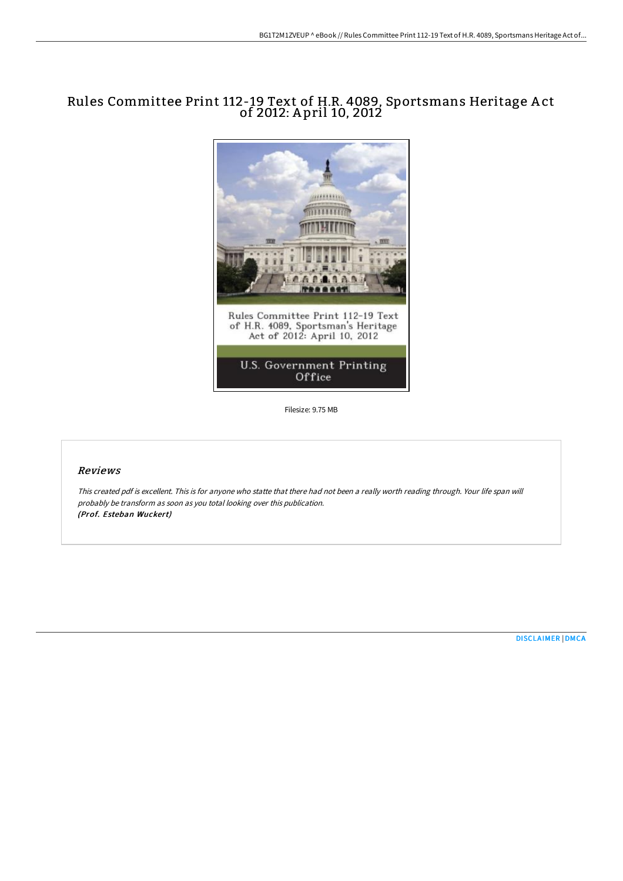# Rules Committee Print 112-19 Text of H.R. 4089, Sportsmans Heritage Act of 2012: April 10, 2012

Filesize: 9.75 MB

## Reviews

*This created pdf is excellent. This is for anyone who statte that there had not been a really worth reading through. Your life span will probably be transform as soon as you total looking over this publication.*
***(Prof. Esteban Wuckert)***

DISCLAIMER | DMCA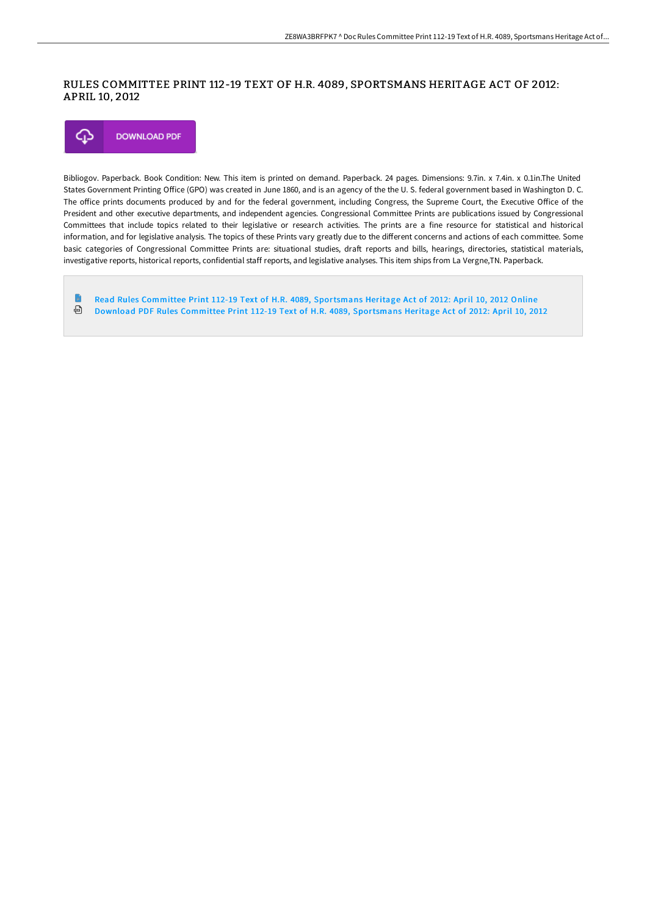# RULES COMMITTEE PRINT 112-19 TEXT OF H.R. 4089, SPORTSMANS HERITAGE ACT OF 2012: APRIL 10, 2012

DOWNLOAD PDF

Bibliogov. Paperback. Book Condition: New. This item is printed on demand. Paperback. 24 pages. Dimensions: 9.7in. x 7.4in. x 0.1in.The United States Government Printing Office (GPO) was created in June 1860, and is an agency of the the U. S. federal government based in Washington D. C. The office prints documents produced by and for the federal government, including Congress, the Supreme Court, the Executive Office of the President and other executive departments, and independent agencies. Congressional Committee Prints are publications issued by Congressional Committees that include topics related to their legislative or research activities. The prints are a fine resource for statistical and historical information, and for legislative analysis. The topics of these Prints vary greatly due to the different concerns and actions of each committee. Some basic categories of Congressional Committee Prints are: situational studies, draft reports and bills, hearings, directories, statistical materials, investigative reports, historical reports, confidential staff reports, and legislative analyses. This item ships from La Vergne,TN. Paperback.

- Read Rules Committee Print 112-19 Text of H.R. 4089, Sportsmans Heritage Act of 2012: April 10, 2012 Online
- Download PDF Rules Committee Print 112-19 Text of H.R. 4089, Sportsmans Heritage Act of 2012: April 10, 2012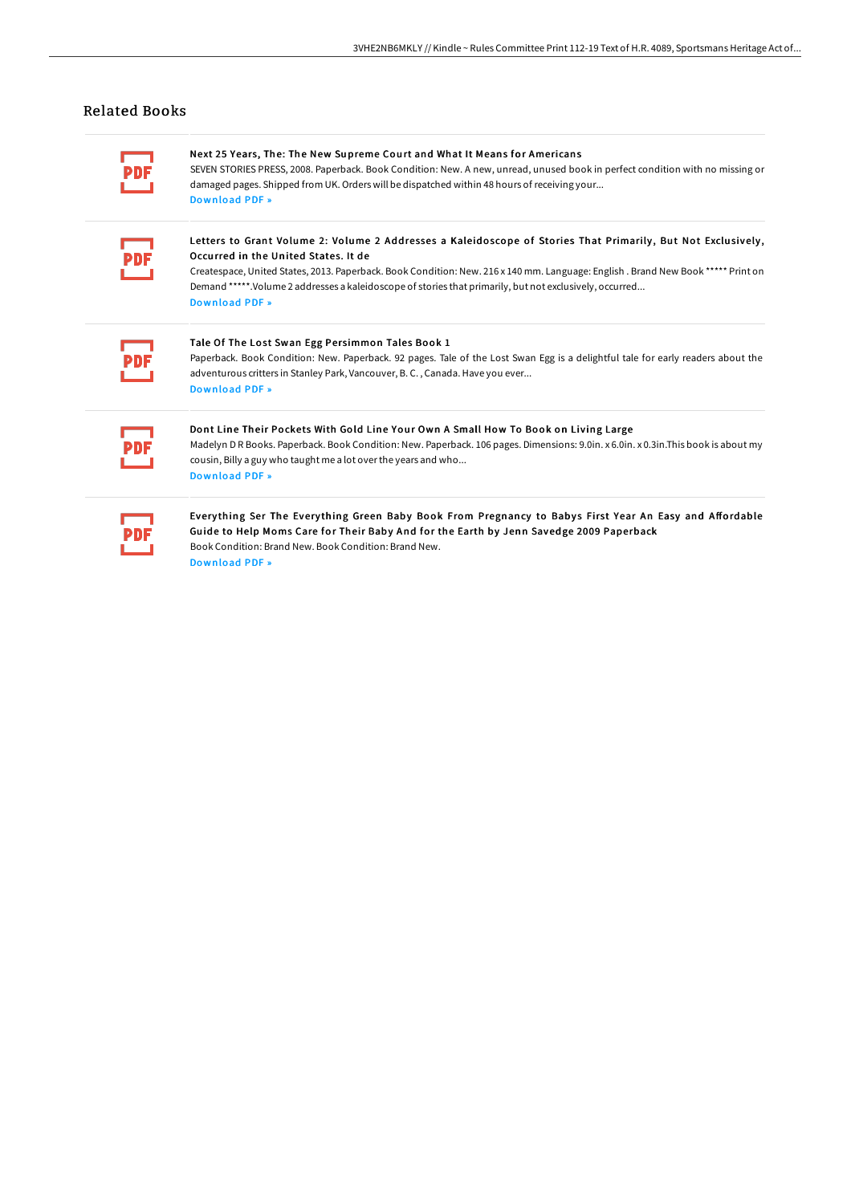## Related Books

**Next 25 Years, The: The New Supreme Court and What It Means for Americans**

SEVEN STORIES PRESS, 2008. Paperback. Book Condition: New. A new, unread, unused book in perfect condition with no missing or damaged pages. Shipped from UK. Orders will be dispatched within 48 hours of receiving your...

Download PDF »

**Letters to Grant Volume 2: Volume 2 Addresses a Kaleidoscope of Stories That Primarily, But Not Exclusively, Occurred in the United States. It de**

Createspace, United States, 2013. Paperback. Book Condition: New. 216 x 140 mm. Language: English . Brand New Book ***** Print on Demand *****.Volume 2 addresses a kaleidoscope of stories that primarily, but not exclusively, occurred...

Download PDF »

**Tale Of The Lost Swan Egg Persimmon Tales Book 1**

Paperback. Book Condition: New. Paperback. 92 pages. Tale of the Lost Swan Egg is a delightful tale for early readers about the adventurous critters in Stanley Park, Vancouver, B. C. , Canada. Have you ever...

Download PDF »

**Dont Line Their Pockets With Gold Line Your Own A Small How To Book on Living Large**

Madelyn D R Books. Paperback. Book Condition: New. Paperback. 106 pages. Dimensions: 9.0in. x 6.0in. x 0.3in.This book is about my cousin, Billy a guy who taught me a lot over the years and who...

Download PDF »

**Everything Ser The Everything Green Baby Book From Pregnancy to Babys First Year An Easy and Affordable Guide to Help Moms Care for Their Baby And for the Earth by Jenn Savedge 2009 Paperback**

Book Condition: Brand New. Book Condition: Brand New.

Download PDF »